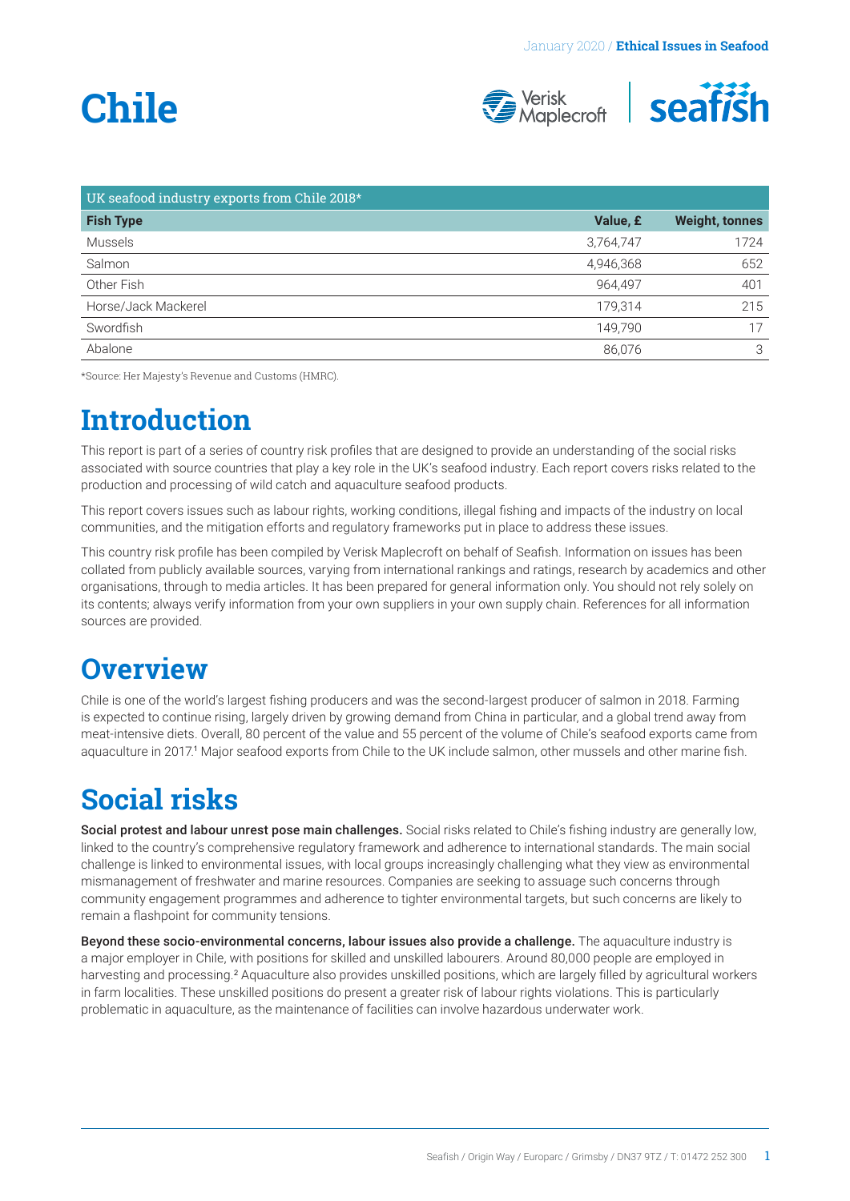# Chile

| UK seafood industry exports from Chile 2018* | | |
|---|---|---|
| **Fish Type** | **Value, £** | **Weight, tonnes** |
| Mussels | 3,764,747 | 1724 |
| Salmon | 4,946,368 | 652 |
| Other Fish | 964,497 | 401 |
| Horse/Jack Mackerel | 179,314 | 215 |
| Swordfish | 149,790 | 17 |
| Abalone | 86,076 | 3 |

*Source: Her Majesty's Revenue and Customs (HMRC).

## Introduction

This report is part of a series of country risk profiles that are designed to provide an understanding of the social risks associated with source countries that play a key role in the UK's seafood industry. Each report covers risks related to the production and processing of wild catch and aquaculture seafood products.

This report covers issues such as labour rights, working conditions, illegal fishing and impacts of the industry on local communities, and the mitigation efforts and regulatory frameworks put in place to address these issues.

This country risk profile has been compiled by Verisk Maplecroft on behalf of Seafish. Information on issues has been collated from publicly available sources, varying from international rankings and ratings, research by academics and other organisations, through to media articles. It has been prepared for general information only. You should not rely solely on its contents; always verify information from your own suppliers in your own supply chain. References for all information sources are provided.

## Overview

Chile is one of the world's largest fishing producers and was the second-largest producer of salmon in 2018. Farming is expected to continue rising, largely driven by growing demand from China in particular, and a global trend away from meat-intensive diets. Overall, 80 percent of the value and 55 percent of the volume of Chile's seafood exports came from aquaculture in 2017.[1] Major seafood exports from Chile to the UK include salmon, other mussels and other marine fish.

## Social risks

**Social protest and labour unrest pose main challenges.** Social risks related to Chile's fishing industry are generally low, linked to the country's comprehensive regulatory framework and adherence to international standards. The main social challenge is linked to environmental issues, with local groups increasingly challenging what they view as environmental mismanagement of freshwater and marine resources. Companies are seeking to assuage such concerns through community engagement programmes and adherence to tighter environmental targets, but such concerns are likely to remain a flashpoint for community tensions.

**Beyond these socio-environmental concerns, labour issues also provide a challenge.** The aquaculture industry is a major employer in Chile, with positions for skilled and unskilled labourers. Around 80,000 people are employed in harvesting and processing.[2] Aquaculture also provides unskilled positions, which are largely filled by agricultural workers in farm localities. These unskilled positions do present a greater risk of labour rights violations. This is particularly problematic in aquaculture, as the maintenance of facilities can involve hazardous underwater work.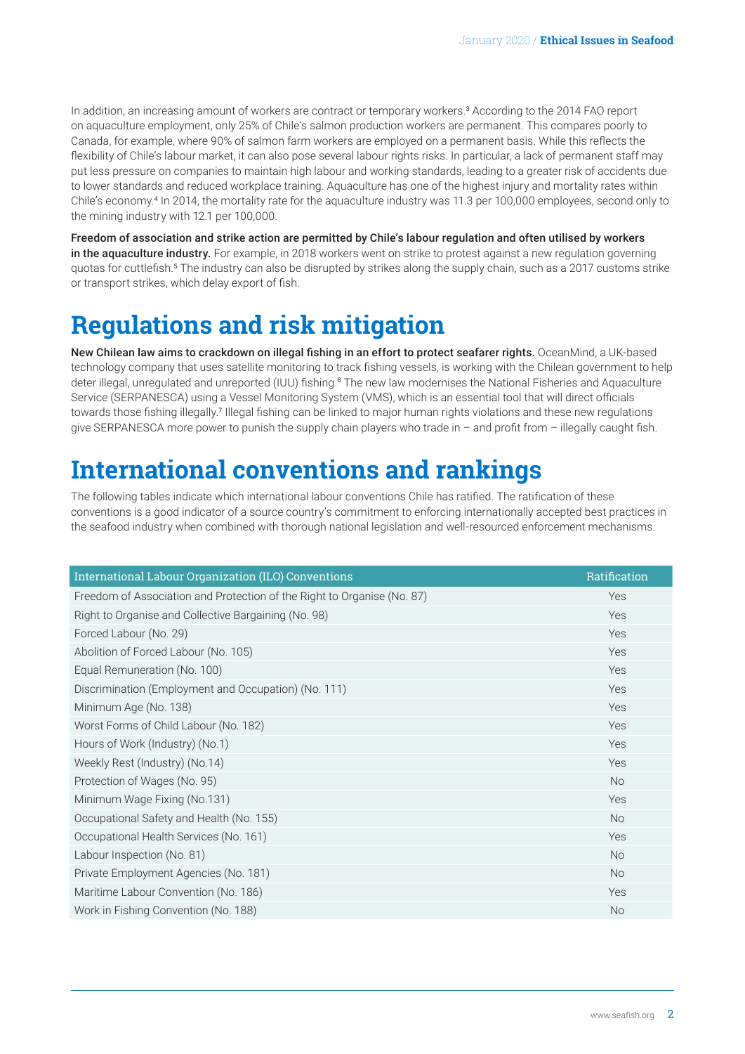In addition, an increasing amount of workers are contract or temporary workers.[3] According to the 2014 FAO report on aquaculture employment, only 25% of Chile's salmon production workers are permanent. This compares poorly to Canada, for example, where 90% of salmon farm workers are employed on a permanent basis. While this reflects the flexibility of Chile's labour market, it can also pose several labour rights risks. In particular, a lack of permanent staff may put less pressure on companies to maintain high labour and working standards, leading to a greater risk of accidents due to lower standards and reduced workplace training. Aquaculture has one of the highest injury and mortality rates within Chile's economy.[4] In 2014, the mortality rate for the aquaculture industry was 11.3 per 100,000 employees, second only to the mining industry with 12.1 per 100,000.

**Freedom of association and strike action are permitted by Chile's labour regulation and often utilised by workers in the aquaculture industry.** For example, in 2018 workers went on strike to protest against a new regulation governing quotas for cuttlefish.[5] The industry can also be disrupted by strikes along the supply chain, such as a 2017 customs strike or transport strikes, which delay export of fish.

# Regulations and risk mitigation

**New Chilean law aims to crackdown on illegal fishing in an effort to protect seafarer rights.** OceanMind, a UK-based technology company that uses satellite monitoring to track fishing vessels, is working with the Chilean government to help deter illegal, unregulated and unreported (IUU) fishing.[6] The new law modernises the National Fisheries and Aquaculture Service (SERPANESCA) using a Vessel Monitoring System (VMS), which is an essential tool that will direct officials towards those fishing illegally.[7] Illegal fishing can be linked to major human rights violations and these new regulations give SERPANESCA more power to punish the supply chain players who trade in – and profit from – illegally caught fish.

# International conventions and rankings

The following tables indicate which international labour conventions Chile has ratified. The ratification of these conventions is a good indicator of a source country's commitment to enforcing internationally accepted best practices in the seafood industry when combined with thorough national legislation and well-resourced enforcement mechanisms.

| International Labour Organization (ILO) Conventions | Ratification |
|---|---|
| Freedom of Association and Protection of the Right to Organise (No. 87) | Yes |
| Right to Organise and Collective Bargaining (No. 98) | Yes |
| Forced Labour (No. 29) | Yes |
| Abolition of Forced Labour (No. 105) | Yes |
| Equal Remuneration (No. 100) | Yes |
| Discrimination (Employment and Occupation) (No. 111) | Yes |
| Minimum Age (No. 138) | Yes |
| Worst Forms of Child Labour (No. 182) | Yes |
| Hours of Work (Industry) (No.1) | Yes |
| Weekly Rest (Industry) (No.14) | Yes |
| Protection of Wages (No. 95) | No |
| Minimum Wage Fixing (No.131) | Yes |
| Occupational Safety and Health (No. 155) | No |
| Occupational Health Services (No. 161) | Yes |
| Labour Inspection (No. 81) | No |
| Private Employment Agencies (No. 181) | No |
| Maritime Labour Convention (No. 186) | Yes |
| Work in Fishing Convention (No. 188) | No |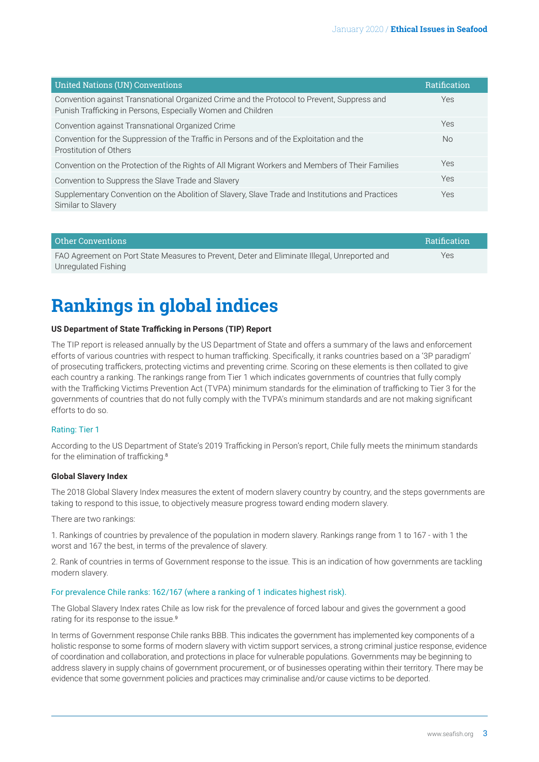| United Nations (UN) Conventions | Ratification |
| --- | --- |
| Convention against Transnational Organized Crime and the Protocol to Prevent, Suppress and Punish Trafficking in Persons, Especially Women and Children | Yes |
| Convention against Transnational Organized Crime | Yes |
| Convention for the Suppression of the Traffic in Persons and of the Exploitation and the Prostitution of Others | No |
| Convention on the Protection of the Rights of All Migrant Workers and Members of Their Families | Yes |
| Convention to Suppress the Slave Trade and Slavery | Yes |
| Supplementary Convention on the Abolition of Slavery, Slave Trade and Institutions and Practices Similar to Slavery | Yes |

| Other Conventions | Ratification |
| --- | --- |
| FAO Agreement on Port State Measures to Prevent, Deter and Eliminate Illegal, Unreported and Unregulated Fishing | Yes |

# Rankings in global indices

**US Department of State Trafficking in Persons (TIP) Report**

The TIP report is released annually by the US Department of State and offers a summary of the laws and enforcement efforts of various countries with respect to human trafficking. Specifically, it ranks countries based on a '3P paradigm' of prosecuting traffickers, protecting victims and preventing crime. Scoring on these elements is then collated to give each country a ranking. The rankings range from Tier 1 which indicates governments of countries that fully comply with the Trafficking Victims Prevention Act (TVPA) minimum standards for the elimination of trafficking to Tier 3 for the governments of countries that do not fully comply with the TVPA's minimum standards and are not making significant efforts to do so.

Rating: Tier 1

According to the US Department of State's 2019 Trafficking in Person's report, Chile fully meets the minimum standards for the elimination of trafficking.[8]

**Global Slavery Index**

The 2018 Global Slavery Index measures the extent of modern slavery country by country, and the steps governments are taking to respond to this issue, to objectively measure progress toward ending modern slavery.

There are two rankings:

1. Rankings of countries by prevalence of the population in modern slavery. Rankings range from 1 to 167 - with 1 the worst and 167 the best, in terms of the prevalence of slavery.

2. Rank of countries in terms of Government response to the issue. This is an indication of how governments are tackling modern slavery.

For prevalence Chile ranks: 162/167 (where a ranking of 1 indicates highest risk).

The Global Slavery Index rates Chile as low risk for the prevalence of forced labour and gives the government a good rating for its response to the issue.[9]

In terms of Government response Chile ranks BBB. This indicates the government has implemented key components of a holistic response to some forms of modern slavery with victim support services, a strong criminal justice response, evidence of coordination and collaboration, and protections in place for vulnerable populations. Governments may be beginning to address slavery in supply chains of government procurement, or of businesses operating within their territory. There may be evidence that some government policies and practices may criminalise and/or cause victims to be deported.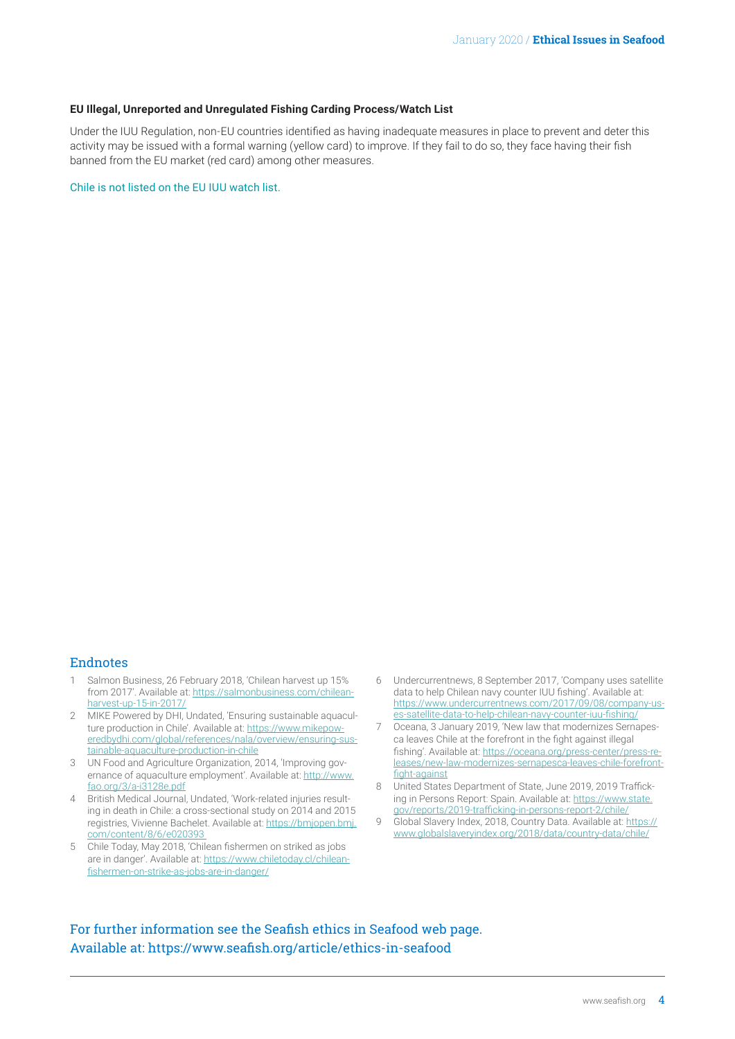**EU Illegal, Unreported and Unregulated Fishing Carding Process/Watch List**

Under the IUU Regulation, non-EU countries identified as having inadequate measures in place to prevent and deter this activity may be issued with a formal warning (yellow card) to improve. If they fail to do so, they face having their fish banned from the EU market (red card) among other measures.

Chile is not listed on the EU IUU watch list.

## Endnotes

1. Salmon Business, 26 February 2018, 'Chilean harvest up 15% from 2017'. Available at: https://salmonbusiness.com/chilean-harvest-up-15-in-2017/
2. MIKE Powered by DHI, Undated, 'Ensuring sustainable aquaculture production in Chile'. Available at: https://www.mikepoweredbydhi.com/global/references/nala/overview/ensuring-sustainable-aquaculture-production-in-chile
3. UN Food and Agriculture Organization, 2014, 'Improving governance of aquaculture employment'. Available at: http://www.fao.org/3/a-i3128e.pdf
4. British Medical Journal, Undated, 'Work-related injuries resulting in death in Chile: a cross-sectional study on 2014 and 2015 registries, Vivienne Bachelet. Available at: https://bmjopen.bmj.com/content/8/6/e020393
5. Chile Today, May 2018, 'Chilean fishermen on striked as jobs are in danger'. Available at: https://www.chiletoday.cl/chilean-fishermen-on-strike-as-jobs-are-in-danger/
6. Undercurrentnews, 8 September 2017, 'Company uses satellite data to help Chilean navy counter IUU fishing'. Available at: https://www.undercurrentnews.com/2017/09/08/company-uses-satellite-data-to-help-chilean-navy-counter-iuu-fishing/
7. Oceana, 3 January 2019, 'New law that modernizes Sernapesca leaves Chile at the forefront in the fight against illegal fishing'. Available at: https://oceana.org/press-center/press-releases/new-law-modernizes-sernapesca-leaves-chile-forefront-fight-against
8. United States Department of State, June 2019, 2019 Trafficking in Persons Report: Spain. Available at: https://www.state.gov/reports/2019-trafficking-in-persons-report-2/chile/
9. Global Slavery Index, 2018, Country Data. Available at: https://www.globalslaveryindex.org/2018/data/country-data/chile/

For further information see the Seafish ethics in Seafood web page.
Available at: https://www.seafish.org/article/ethics-in-seafood